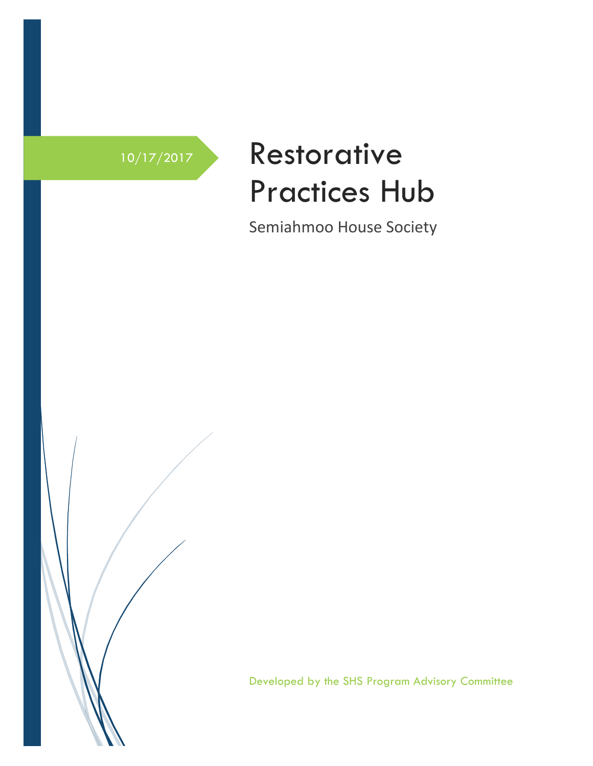10/17/2017

# Restorative Practices Hub

Semiahmoo House Society

Developed by the SHS Program Advisory Committee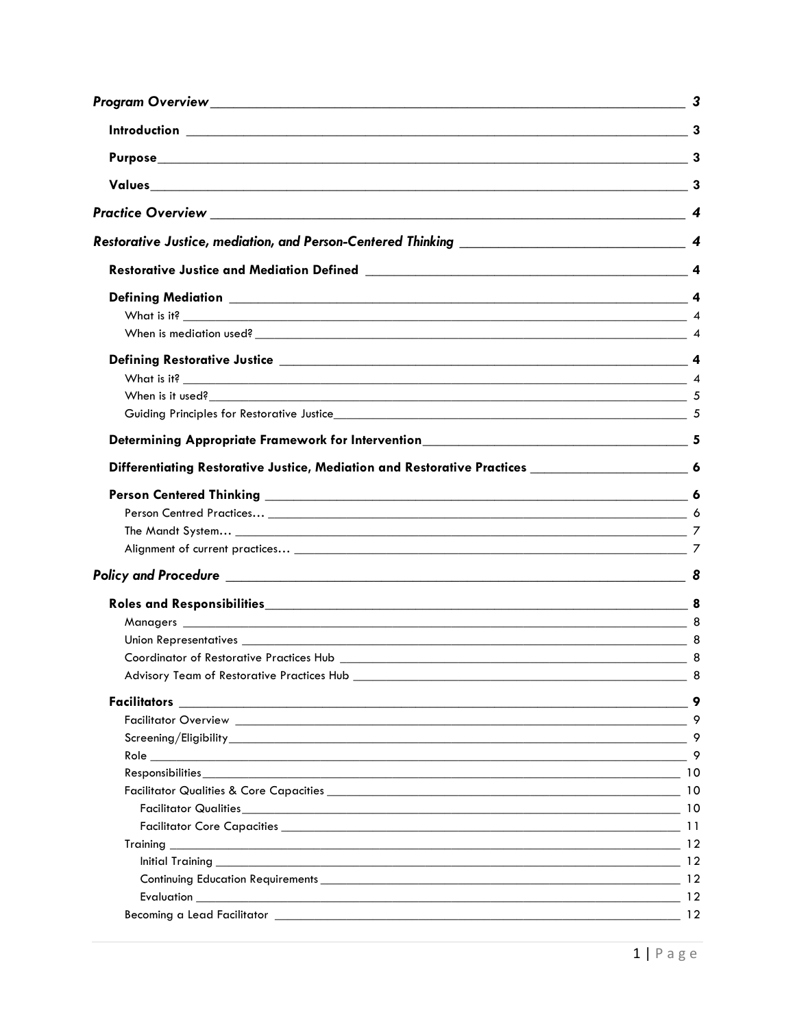*Program Overview* — 3

Introduction — 3

Purpose — 3

Values — 3

*Practice Overview* — 4

*Restorative Justice, mediation, and Person-Centered Thinking* — 4

Restorative Justice and Mediation Defined — 4

Defining Mediation — 4

- What is it? — 4
- When is mediation used? — 4

Defining Restorative Justice — 4

- What is it? — 4
- When is it used? — 5
- Guiding Principles for Restorative Justice — 5

Determining Appropriate Framework for Intervention — 5

Differentiating Restorative Justice, Mediation and Restorative Practices — 6

Person Centered Thinking — 6

- Person Centred Practices… — 6
- The Mandt System… — 7
- Alignment of current practices… — 7

*Policy and Procedure* — 8

Roles and Responsibilities — 8

- Managers — 8
- Union Representatives — 8
- Coordinator of Restorative Practices Hub — 8
- Advisory Team of Restorative Practices Hub — 8

Facilitators — 9

- Facilitator Overview — 9
- Screening/Eligibility — 9
- Role — 9
- Responsibilities — 10
- Facilitator Qualities & Core Capacities — 10
  - Facilitator Qualities — 10
  - Facilitator Core Capacities — 11
- Training — 12
  - Initial Training — 12
  - Continuing Education Requirements — 12
  - Evaluation — 12
- Becoming a Lead Facilitator — 12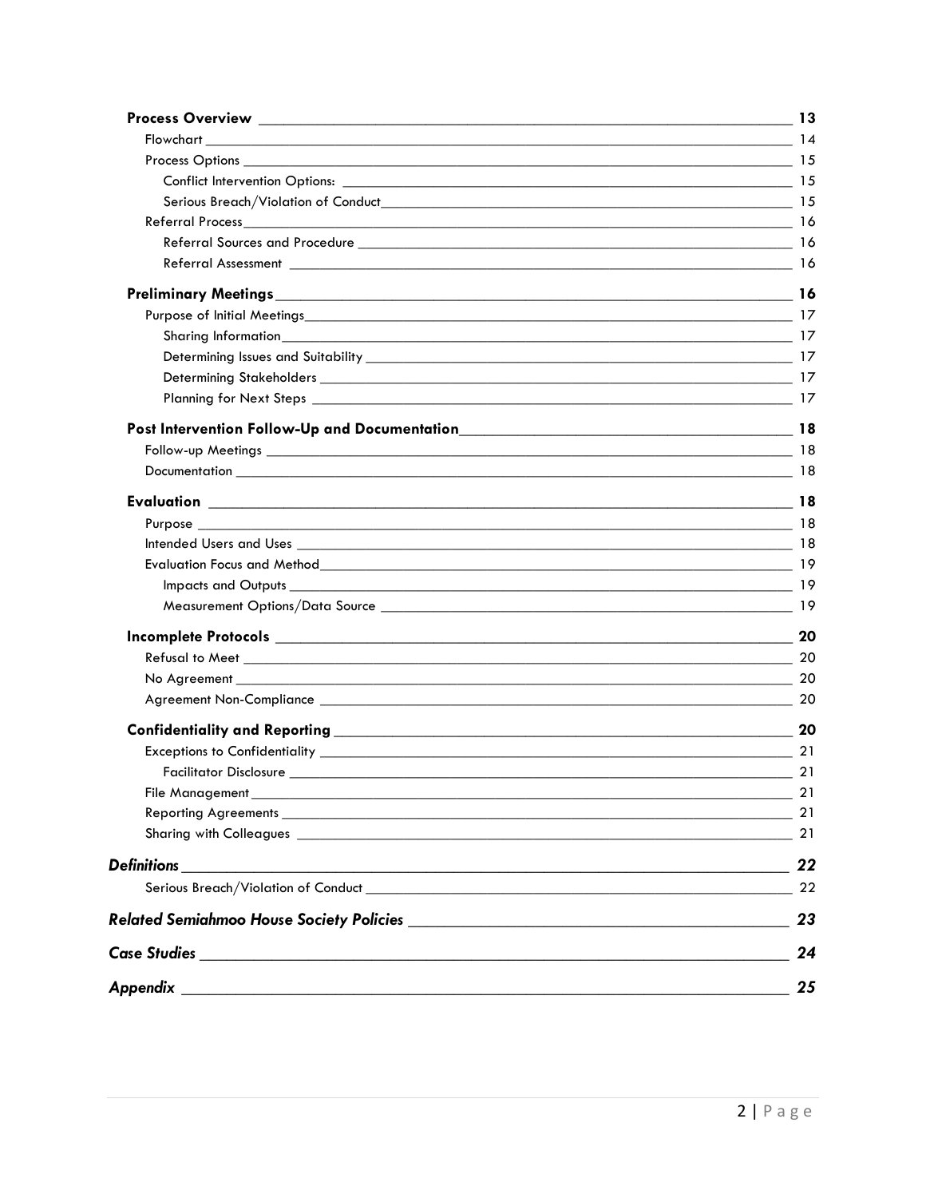**Process Overview** 13

- Flowchart 14
- Process Options 15
  - Conflict Intervention Options: 15
  - Serious Breach/Violation of Conduct 15
- Referral Process 16
  - Referral Sources and Procedure 16
  - Referral Assessment 16

**Preliminary Meetings** 16

- Purpose of Initial Meetings 17
  - Sharing Information 17
  - Determining Issues and Suitability 17
  - Determining Stakeholders 17
  - Planning for Next Steps 17

**Post Intervention Follow-Up and Documentation** 18

- Follow-up Meetings 18
- Documentation 18

**Evaluation** 18

- Purpose 18
- Intended Users and Uses 18
- Evaluation Focus and Method 19
  - Impacts and Outputs 19
  - Measurement Options/Data Source 19

**Incomplete Protocols** 20

- Refusal to Meet 20
- No Agreement 20
- Agreement Non-Compliance 20

**Confidentiality and Reporting** 20

- Exceptions to Confidentiality 21
  - Facilitator Disclosure 21
- File Management 21
- Reporting Agreements 21
- Sharing with Colleagues 21

***Definitions*** 22

- Serious Breach/Violation of Conduct 22

***Related Semiahmoo House Society Policies*** 23

***Case Studies*** 24

***Appendix*** 25